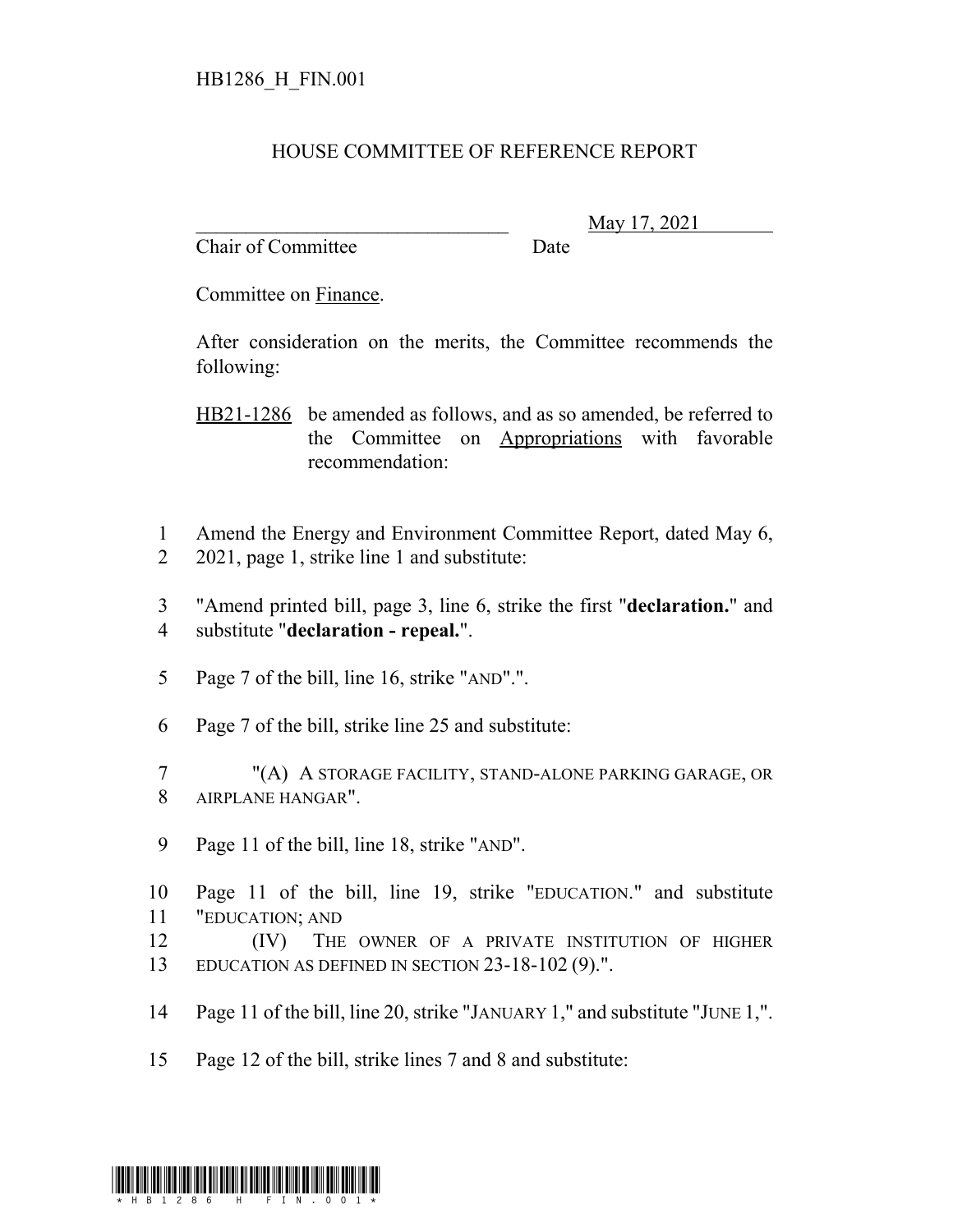HB1286_H_FIN.001

# HOUSE COMMITTEE OF REFERENCE REPORT

________________________________ May 17, 2021
Chair of Committee Date

Committee on Finance.

After consideration on the merits, the Committee recommends the following:

HB21-1286 be amended as follows, and as so amended, be referred to the Committee on Appropriations with favorable recommendation:

1 Amend the Energy and Environment Committee Report, dated May 6,
2 2021, page 1, strike line 1 and substitute:

3 "Amend printed bill, page 3, line 6, strike the first "**declaration.**" and
4 substitute "**declaration - repeal.**".

5 Page 7 of the bill, line 16, strike "AND".".

6 Page 7 of the bill, strike line 25 and substitute:

7 "(A) A STORAGE FACILITY, STAND-ALONE PARKING GARAGE, OR
8 AIRPLANE HANGAR".

9 Page 11 of the bill, line 18, strike "AND".

10 Page 11 of the bill, line 19, strike "EDUCATION." and substitute
11 "EDUCATION; AND
12 (IV) THE OWNER OF A PRIVATE INSTITUTION OF HIGHER
13 EDUCATION AS DEFINED IN SECTION 23-18-102 (9).".

14 Page 11 of the bill, line 20, strike "JANUARY 1," and substitute "JUNE 1,".

15 Page 12 of the bill, strike lines 7 and 8 and substitute: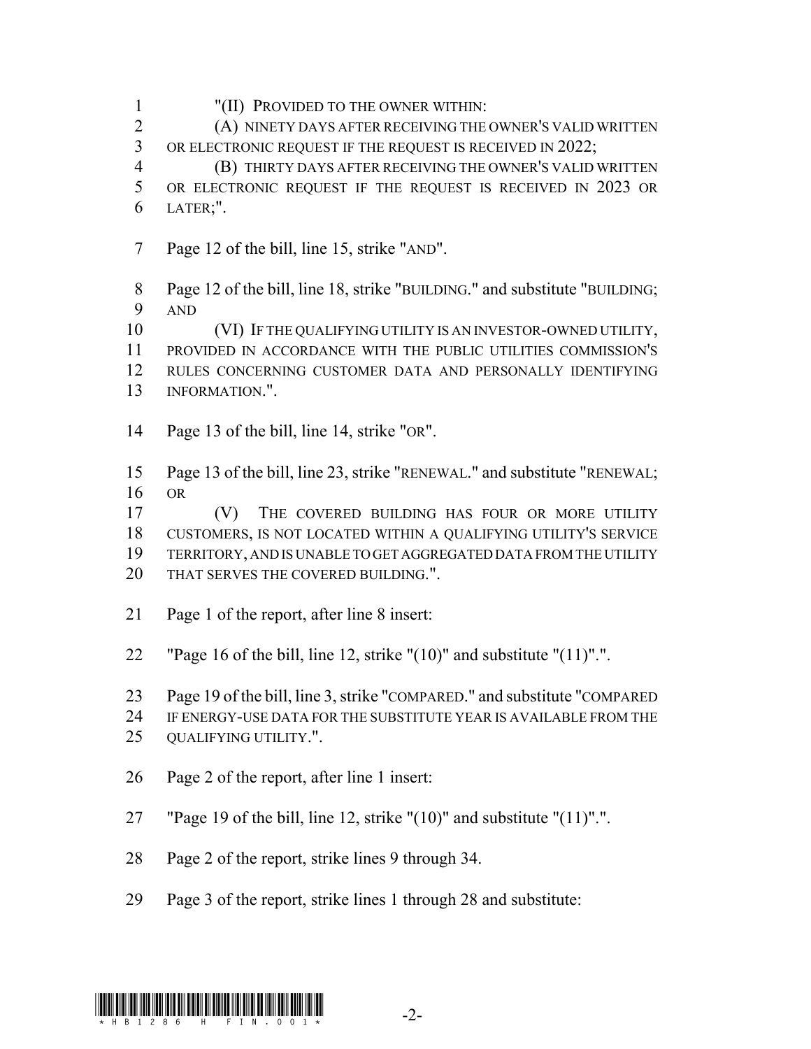"(II) PROVIDED TO THE OWNER WITHIN:

(A) NINETY DAYS AFTER RECEIVING THE OWNER'S VALID WRITTEN OR ELECTRONIC REQUEST IF THE REQUEST IS RECEIVED IN 2022;

(B) THIRTY DAYS AFTER RECEIVING THE OWNER'S VALID WRITTEN OR ELECTRONIC REQUEST IF THE REQUEST IS RECEIVED IN 2023 OR LATER;".

Page 12 of the bill, line 15, strike "AND".

Page 12 of the bill, line 18, strike "BUILDING." and substitute "BUILDING; AND

(VI) IF THE QUALIFYING UTILITY IS AN INVESTOR-OWNED UTILITY, PROVIDED IN ACCORDANCE WITH THE PUBLIC UTILITIES COMMISSION'S RULES CONCERNING CUSTOMER DATA AND PERSONALLY IDENTIFYING INFORMATION.".

Page 13 of the bill, line 14, strike "OR".

Page 13 of the bill, line 23, strike "RENEWAL." and substitute "RENEWAL; OR

(V) THE COVERED BUILDING HAS FOUR OR MORE UTILITY CUSTOMERS, IS NOT LOCATED WITHIN A QUALIFYING UTILITY'S SERVICE TERRITORY, AND IS UNABLE TO GET AGGREGATED DATA FROM THE UTILITY THAT SERVES THE COVERED BUILDING.".

Page 1 of the report, after line 8 insert:

"Page 16 of the bill, line 12, strike "(10)" and substitute "(11)".".

Page 19 of the bill, line 3, strike "COMPARED." and substitute "COMPARED IF ENERGY-USE DATA FOR THE SUBSTITUTE YEAR IS AVAILABLE FROM THE QUALIFYING UTILITY.".

Page 2 of the report, after line 1 insert:

"Page 19 of the bill, line 12, strike "(10)" and substitute "(11)".".

Page 2 of the report, strike lines 9 through 34.

Page 3 of the report, strike lines 1 through 28 and substitute: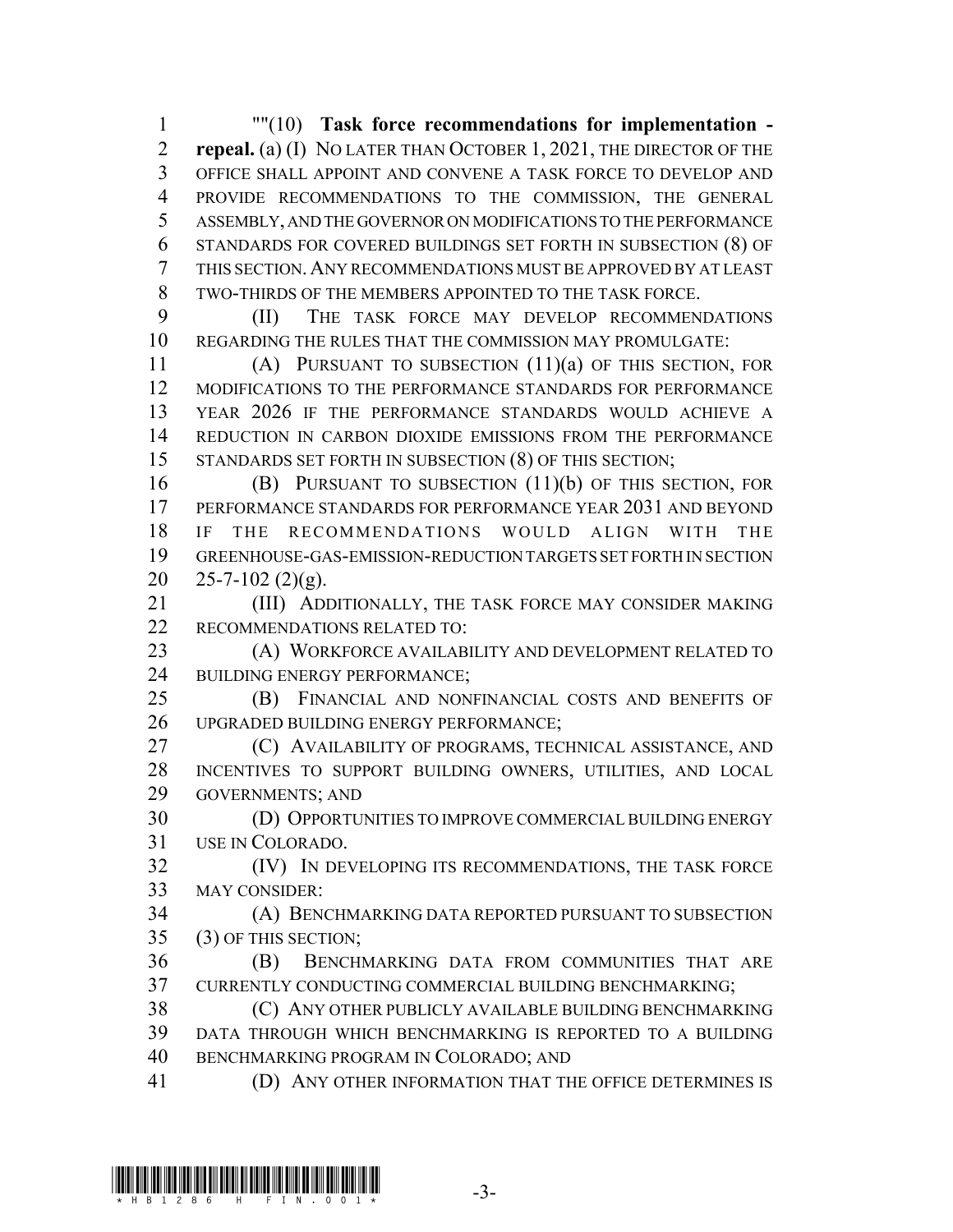""(10) **Task force recommendations for implementation - repeal.** (a) (I) NO LATER THAN OCTOBER 1, 2021, THE DIRECTOR OF THE OFFICE SHALL APPOINT AND CONVENE A TASK FORCE TO DEVELOP AND PROVIDE RECOMMENDATIONS TO THE COMMISSION, THE GENERAL ASSEMBLY, AND THE GOVERNOR ON MODIFICATIONS TO THE PERFORMANCE STANDARDS FOR COVERED BUILDINGS SET FORTH IN SUBSECTION (8) OF THIS SECTION. ANY RECOMMENDATIONS MUST BE APPROVED BY AT LEAST TWO-THIRDS OF THE MEMBERS APPOINTED TO THE TASK FORCE.

(II) THE TASK FORCE MAY DEVELOP RECOMMENDATIONS REGARDING THE RULES THAT THE COMMISSION MAY PROMULGATE:

(A) PURSUANT TO SUBSECTION (11)(a) OF THIS SECTION, FOR MODIFICATIONS TO THE PERFORMANCE STANDARDS FOR PERFORMANCE YEAR 2026 IF THE PERFORMANCE STANDARDS WOULD ACHIEVE A REDUCTION IN CARBON DIOXIDE EMISSIONS FROM THE PERFORMANCE STANDARDS SET FORTH IN SUBSECTION (8) OF THIS SECTION;

(B) PURSUANT TO SUBSECTION (11)(b) OF THIS SECTION, FOR PERFORMANCE STANDARDS FOR PERFORMANCE YEAR 2031 AND BEYOND IF THE RECOMMENDATIONS WOULD ALIGN WITH THE GREENHOUSE-GAS-EMISSION-REDUCTION TARGETS SET FORTH IN SECTION 25-7-102 (2)(g).

(III) ADDITIONALLY, THE TASK FORCE MAY CONSIDER MAKING RECOMMENDATIONS RELATED TO:

(A) WORKFORCE AVAILABILITY AND DEVELOPMENT RELATED TO BUILDING ENERGY PERFORMANCE;

(B) FINANCIAL AND NONFINANCIAL COSTS AND BENEFITS OF UPGRADED BUILDING ENERGY PERFORMANCE;

(C) AVAILABILITY OF PROGRAMS, TECHNICAL ASSISTANCE, AND INCENTIVES TO SUPPORT BUILDING OWNERS, UTILITIES, AND LOCAL GOVERNMENTS; AND

(D) OPPORTUNITIES TO IMPROVE COMMERCIAL BUILDING ENERGY USE IN COLORADO.

(IV) IN DEVELOPING ITS RECOMMENDATIONS, THE TASK FORCE MAY CONSIDER:

(A) BENCHMARKING DATA REPORTED PURSUANT TO SUBSECTION (3) OF THIS SECTION;

(B) BENCHMARKING DATA FROM COMMUNITIES THAT ARE CURRENTLY CONDUCTING COMMERCIAL BUILDING BENCHMARKING;

(C) ANY OTHER PUBLICLY AVAILABLE BUILDING BENCHMARKING DATA THROUGH WHICH BENCHMARKING IS REPORTED TO A BUILDING BENCHMARKING PROGRAM IN COLORADO; AND

(D) ANY OTHER INFORMATION THAT THE OFFICE DETERMINES IS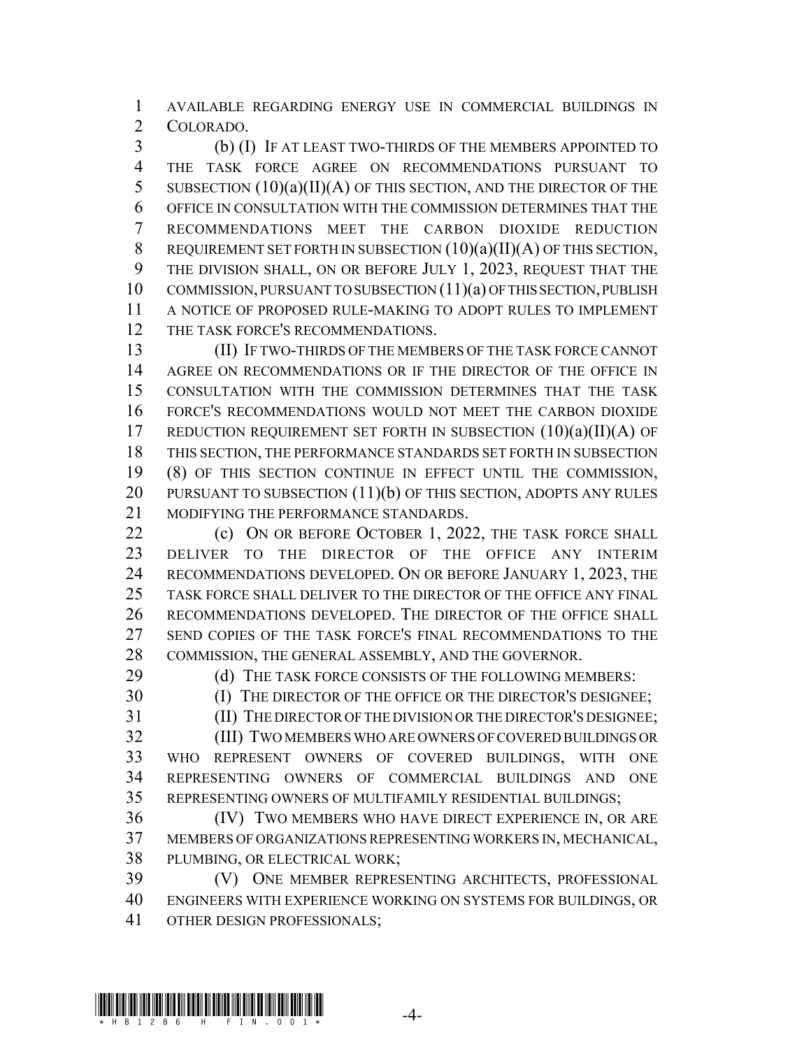AVAILABLE REGARDING ENERGY USE IN COMMERCIAL BUILDINGS IN COLORADO.

(b) (I) IF AT LEAST TWO-THIRDS OF THE MEMBERS APPOINTED TO THE TASK FORCE AGREE ON RECOMMENDATIONS PURSUANT TO SUBSECTION (10)(a)(II)(A) OF THIS SECTION, AND THE DIRECTOR OF THE OFFICE IN CONSULTATION WITH THE COMMISSION DETERMINES THAT THE RECOMMENDATIONS MEET THE CARBON DIOXIDE REDUCTION REQUIREMENT SET FORTH IN SUBSECTION (10)(a)(II)(A) OF THIS SECTION, THE DIVISION SHALL, ON OR BEFORE JULY 1, 2023, REQUEST THAT THE COMMISSION, PURSUANT TO SUBSECTION (11)(a) OF THIS SECTION, PUBLISH A NOTICE OF PROPOSED RULE-MAKING TO ADOPT RULES TO IMPLEMENT THE TASK FORCE'S RECOMMENDATIONS.

(II) IF TWO-THIRDS OF THE MEMBERS OF THE TASK FORCE CANNOT AGREE ON RECOMMENDATIONS OR IF THE DIRECTOR OF THE OFFICE IN CONSULTATION WITH THE COMMISSION DETERMINES THAT THE TASK FORCE'S RECOMMENDATIONS WOULD NOT MEET THE CARBON DIOXIDE REDUCTION REQUIREMENT SET FORTH IN SUBSECTION (10)(a)(II)(A) OF THIS SECTION, THE PERFORMANCE STANDARDS SET FORTH IN SUBSECTION (8) OF THIS SECTION CONTINUE IN EFFECT UNTIL THE COMMISSION, PURSUANT TO SUBSECTION (11)(b) OF THIS SECTION, ADOPTS ANY RULES MODIFYING THE PERFORMANCE STANDARDS.

(c) ON OR BEFORE OCTOBER 1, 2022, THE TASK FORCE SHALL DELIVER TO THE DIRECTOR OF THE OFFICE ANY INTERIM RECOMMENDATIONS DEVELOPED. ON OR BEFORE JANUARY 1, 2023, THE TASK FORCE SHALL DELIVER TO THE DIRECTOR OF THE OFFICE ANY FINAL RECOMMENDATIONS DEVELOPED. THE DIRECTOR OF THE OFFICE SHALL SEND COPIES OF THE TASK FORCE'S FINAL RECOMMENDATIONS TO THE COMMISSION, THE GENERAL ASSEMBLY, AND THE GOVERNOR.

(d) THE TASK FORCE CONSISTS OF THE FOLLOWING MEMBERS:

(I) THE DIRECTOR OF THE OFFICE OR THE DIRECTOR'S DESIGNEE;

(II) THE DIRECTOR OF THE DIVISION OR THE DIRECTOR'S DESIGNEE;

(III) TWO MEMBERS WHO ARE OWNERS OF COVERED BUILDINGS OR WHO REPRESENT OWNERS OF COVERED BUILDINGS, WITH ONE REPRESENTING OWNERS OF COMMERCIAL BUILDINGS AND ONE REPRESENTING OWNERS OF MULTIFAMILY RESIDENTIAL BUILDINGS;

(IV) TWO MEMBERS WHO HAVE DIRECT EXPERIENCE IN, OR ARE MEMBERS OF ORGANIZATIONS REPRESENTING WORKERS IN, MECHANICAL, PLUMBING, OR ELECTRICAL WORK;

(V) ONE MEMBER REPRESENTING ARCHITECTS, PROFESSIONAL ENGINEERS WITH EXPERIENCE WORKING ON SYSTEMS FOR BUILDINGS, OR OTHER DESIGN PROFESSIONALS;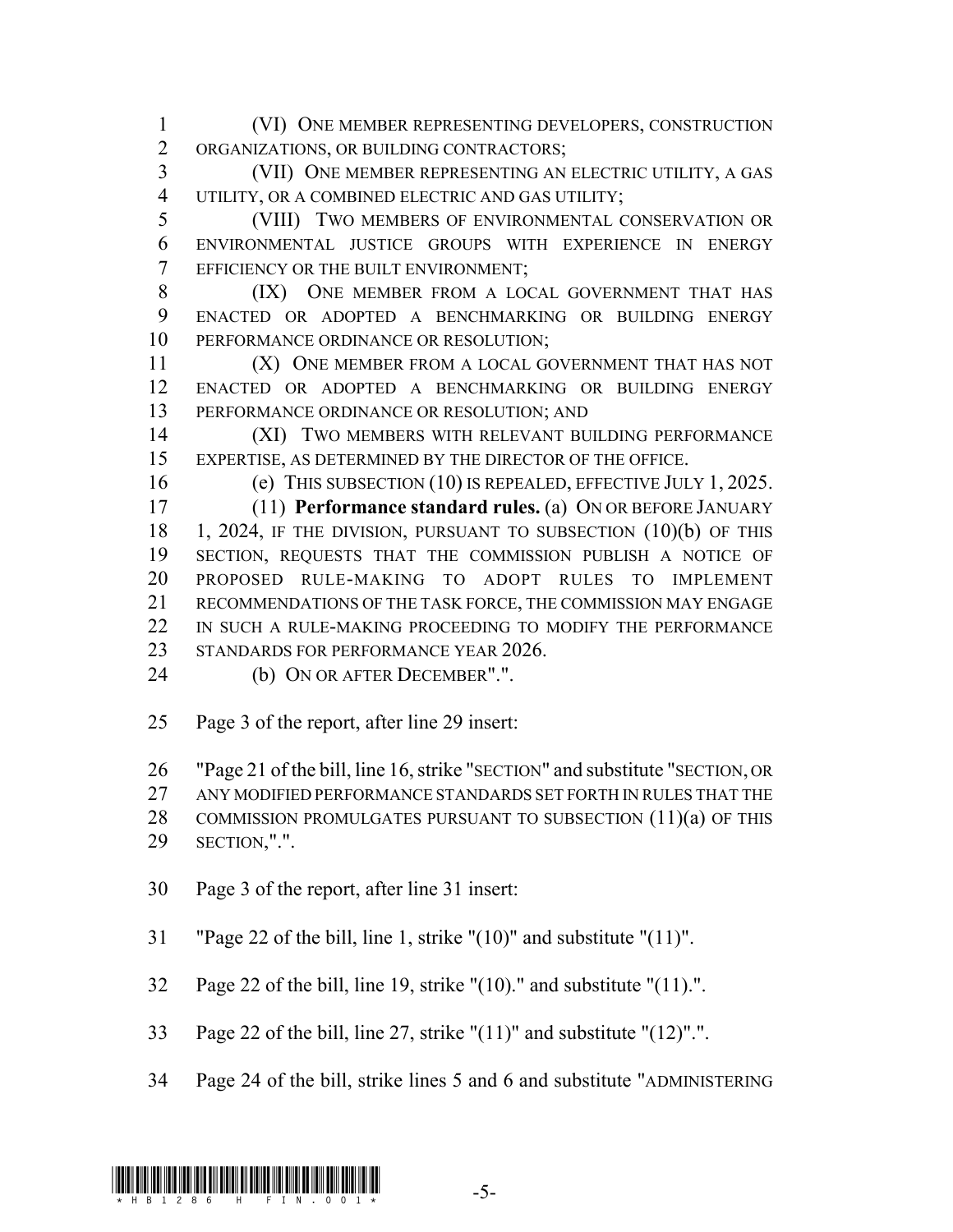(VI) ONE MEMBER REPRESENTING DEVELOPERS, CONSTRUCTION ORGANIZATIONS, OR BUILDING CONTRACTORS;

(VII) ONE MEMBER REPRESENTING AN ELECTRIC UTILITY, A GAS UTILITY, OR A COMBINED ELECTRIC AND GAS UTILITY;

(VIII) TWO MEMBERS OF ENVIRONMENTAL CONSERVATION OR ENVIRONMENTAL JUSTICE GROUPS WITH EXPERIENCE IN ENERGY EFFICIENCY OR THE BUILT ENVIRONMENT;

(IX) ONE MEMBER FROM A LOCAL GOVERNMENT THAT HAS ENACTED OR ADOPTED A BENCHMARKING OR BUILDING ENERGY PERFORMANCE ORDINANCE OR RESOLUTION;

(X) ONE MEMBER FROM A LOCAL GOVERNMENT THAT HAS NOT ENACTED OR ADOPTED A BENCHMARKING OR BUILDING ENERGY PERFORMANCE ORDINANCE OR RESOLUTION; AND

(XI) TWO MEMBERS WITH RELEVANT BUILDING PERFORMANCE EXPERTISE, AS DETERMINED BY THE DIRECTOR OF THE OFFICE.

(e) THIS SUBSECTION (10) IS REPEALED, EFFECTIVE JULY 1, 2025.

(11) **Performance standard rules.** (a) ON OR BEFORE JANUARY 1, 2024, IF THE DIVISION, PURSUANT TO SUBSECTION (10)(b) OF THIS SECTION, REQUESTS THAT THE COMMISSION PUBLISH A NOTICE OF PROPOSED RULE-MAKING TO ADOPT RULES TO IMPLEMENT RECOMMENDATIONS OF THE TASK FORCE, THE COMMISSION MAY ENGAGE IN SUCH A RULE-MAKING PROCEEDING TO MODIFY THE PERFORMANCE STANDARDS FOR PERFORMANCE YEAR 2026.

(b) ON OR AFTER DECEMBER".".

Page 3 of the report, after line 29 insert:

"Page 21 of the bill, line 16, strike "SECTION" and substitute "SECTION, OR ANY MODIFIED PERFORMANCE STANDARDS SET FORTH IN RULES THAT THE COMMISSION PROMULGATES PURSUANT TO SUBSECTION (11)(a) OF THIS SECTION,".".

Page 3 of the report, after line 31 insert:

"Page 22 of the bill, line 1, strike "(10)" and substitute "(11)".

Page 22 of the bill, line 19, strike "(10)." and substitute "(11).".

Page 22 of the bill, line 27, strike "(11)" and substitute "(12)".".

Page 24 of the bill, strike lines 5 and 6 and substitute "ADMINISTERING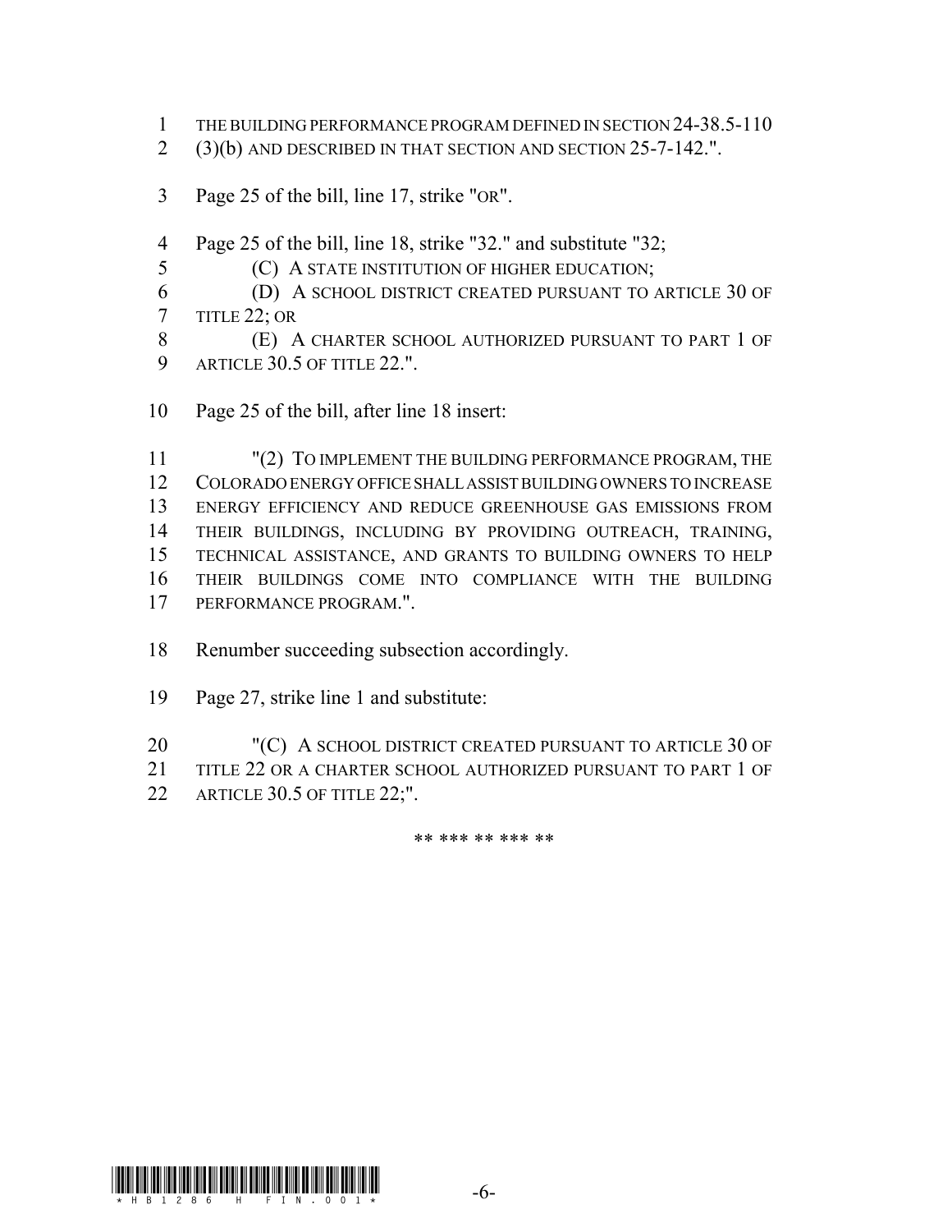THE BUILDING PERFORMANCE PROGRAM DEFINED IN SECTION 24-38.5-110 (3)(b) AND DESCRIBED IN THAT SECTION AND SECTION 25-7-142.".

Page 25 of the bill, line 17, strike "OR".

Page 25 of the bill, line 18, strike "32." and substitute "32;

(C) A STATE INSTITUTION OF HIGHER EDUCATION;

(D) A SCHOOL DISTRICT CREATED PURSUANT TO ARTICLE 30 OF TITLE 22; OR

(E) A CHARTER SCHOOL AUTHORIZED PURSUANT TO PART 1 OF ARTICLE 30.5 OF TITLE 22.".

Page 25 of the bill, after line 18 insert:

"(2) TO IMPLEMENT THE BUILDING PERFORMANCE PROGRAM, THE COLORADO ENERGY OFFICE SHALL ASSIST BUILDING OWNERS TO INCREASE ENERGY EFFICIENCY AND REDUCE GREENHOUSE GAS EMISSIONS FROM THEIR BUILDINGS, INCLUDING BY PROVIDING OUTREACH, TRAINING, TECHNICAL ASSISTANCE, AND GRANTS TO BUILDING OWNERS TO HELP THEIR BUILDINGS COME INTO COMPLIANCE WITH THE BUILDING PERFORMANCE PROGRAM.".

Renumber succeeding subsection accordingly.

Page 27, strike line 1 and substitute:

"(C) A SCHOOL DISTRICT CREATED PURSUANT TO ARTICLE 30 OF TITLE 22 OR A CHARTER SCHOOL AUTHORIZED PURSUANT TO PART 1 OF ARTICLE 30.5 OF TITLE 22;".

** *** ** *** **